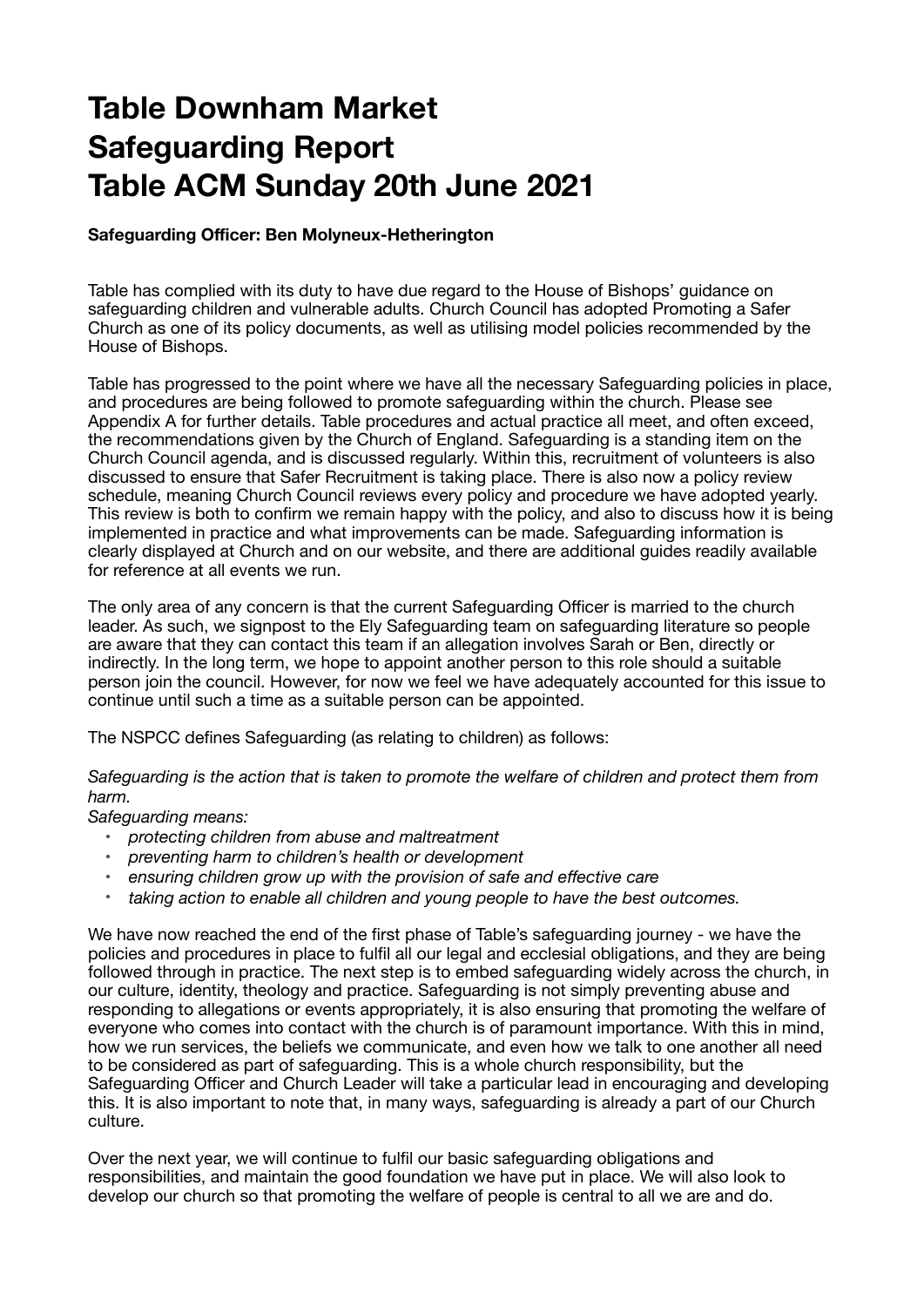# Table Downham Market
# Safeguarding Report
# Table ACM Sunday 20th June 2021

**Safeguarding Officer: Ben Molyneux-Hetherington**

Table has complied with its duty to have due regard to the House of Bishops' guidance on safeguarding children and vulnerable adults. Church Council has adopted Promoting a Safer Church as one of its policy documents, as well as utilising model policies recommended by the House of Bishops.

Table has progressed to the point where we have all the necessary Safeguarding policies in place, and procedures are being followed to promote safeguarding within the church. Please see Appendix A for further details. Table procedures and actual practice all meet, and often exceed, the recommendations given by the Church of England. Safeguarding is a standing item on the Church Council agenda, and is discussed regularly. Within this, recruitment of volunteers is also discussed to ensure that Safer Recruitment is taking place. There is also now a policy review schedule, meaning Church Council reviews every policy and procedure we have adopted yearly. This review is both to confirm we remain happy with the policy, and also to discuss how it is being implemented in practice and what improvements can be made. Safeguarding information is clearly displayed at Church and on our website, and there are additional guides readily available for reference at all events we run.

The only area of any concern is that the current Safeguarding Officer is married to the church leader. As such, we signpost to the Ely Safeguarding team on safeguarding literature so people are aware that they can contact this team if an allegation involves Sarah or Ben, directly or indirectly. In the long term, we hope to appoint another person to this role should a suitable person join the council. However, for now we feel we have adequately accounted for this issue to continue until such a time as a suitable person can be appointed.

The NSPCC defines Safeguarding (as relating to children) as follows:

*Safeguarding is the action that is taken to promote the welfare of children and protect them from harm.*

*Safeguarding means:*

- *protecting children from abuse and maltreatment*
- *preventing harm to children's health or development*
- *ensuring children grow up with the provision of safe and effective care*
- *taking action to enable all children and young people to have the best outcomes.*

We have now reached the end of the first phase of Table's safeguarding journey - we have the policies and procedures in place to fulfil all our legal and ecclesial obligations, and they are being followed through in practice. The next step is to embed safeguarding widely across the church, in our culture, identity, theology and practice. Safeguarding is not simply preventing abuse and responding to allegations or events appropriately, it is also ensuring that promoting the welfare of everyone who comes into contact with the church is of paramount importance. With this in mind, how we run services, the beliefs we communicate, and even how we talk to one another all need to be considered as part of safeguarding. This is a whole church responsibility, but the Safeguarding Officer and Church Leader will take a particular lead in encouraging and developing this. It is also important to note that, in many ways, safeguarding is already a part of our Church culture.

Over the next year, we will continue to fulfil our basic safeguarding obligations and responsibilities, and maintain the good foundation we have put in place. We will also look to develop our church so that promoting the welfare of people is central to all we are and do.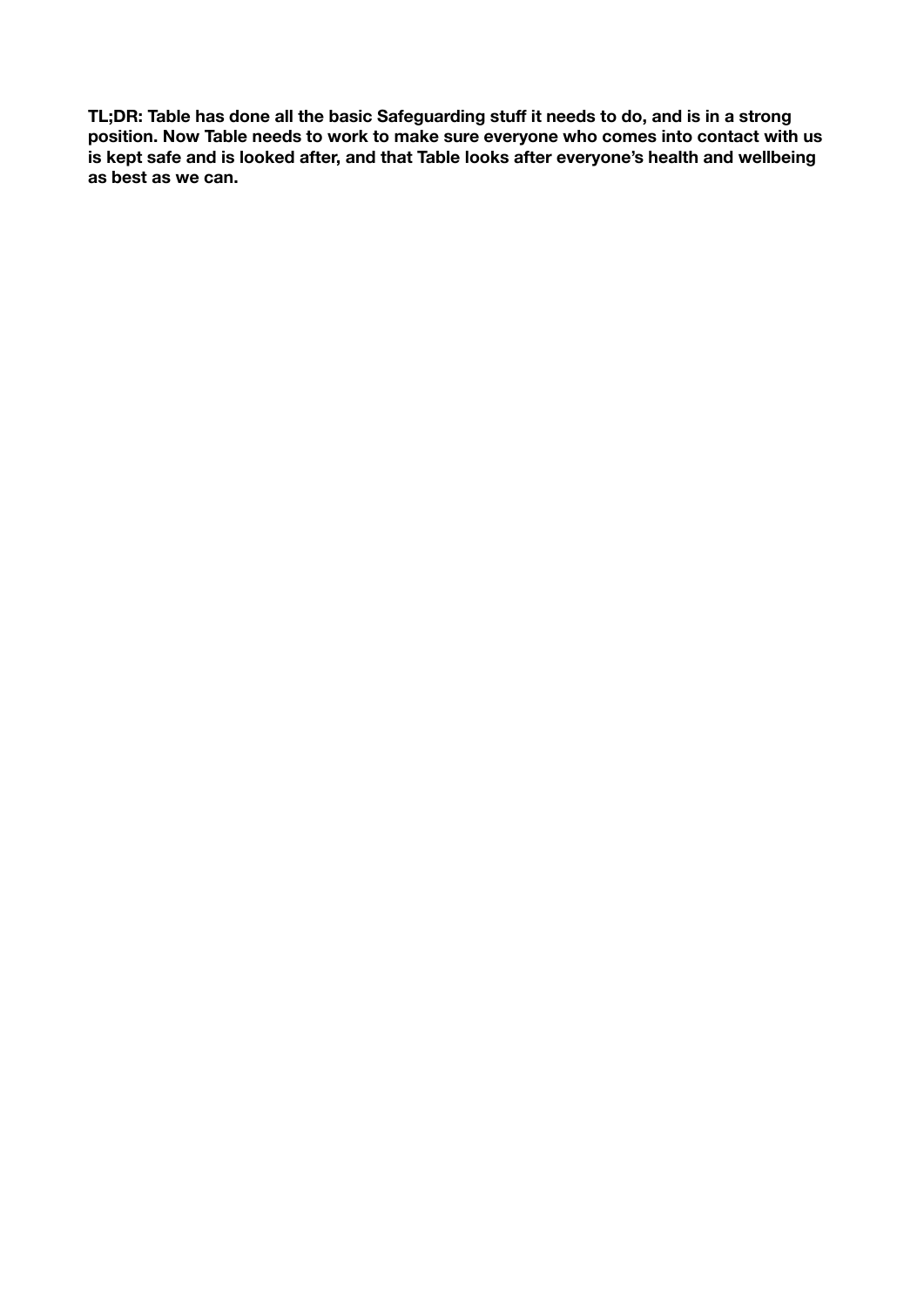**TL;DR: Table has done all the basic Safeguarding stuff it needs to do, and is in a strong position. Now Table needs to work to make sure everyone who comes into contact with us is kept safe and is looked after, and that Table looks after everyone's health and wellbeing as best as we can.**